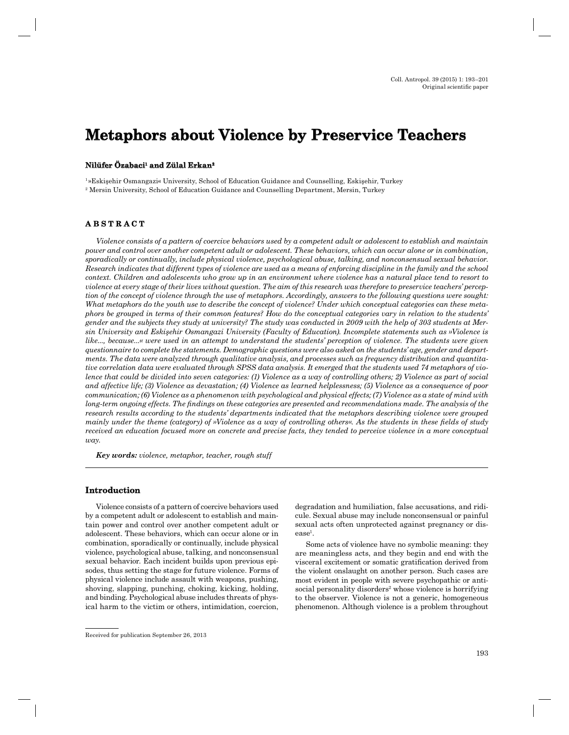# Metaphors about Violence by Preservice Teachers

**Nilüfer Özabaci[1] and Zülal Erkan[2]**

[1] »Eskişehir Osmangazi« University, School of Education Guidance and Counselling, Eskişehir, Turkey
[2] Mersin University, School of Education Guidance and Counselling Department, Mersin, Turkey

## ABSTRACT

*Violence consists of a pattern of coercive behaviors used by a competent adult or adolescent to establish and maintain power and control over another competent adult or adolescent. These behaviors, which can occur alone or in combination, sporadically or continually, include physical violence, psychological abuse, talking, and nonconsensual sexual behavior. Research indicates that different types of violence are used as a means of enforcing discipline in the family and the school context. Children and adolescents who grow up in an environment where violence has a natural place tend to resort to violence at every stage of their lives without question. The aim of this research was therefore to preservice teachers' perception of the concept of violence through the use of metaphors. Accordingly, answers to the following questions were sought: What metaphors do the youth use to describe the concept of violence? Under which conceptual categories can these metaphors be grouped in terms of their common features? How do the conceptual categories vary in relation to the students' gender and the subjects they study at university? The study was conducted in 2009 with the help of 303 students at Mersin University and Eskişehir Osmangazi University (Faculty of Education). Incomplete statements such as »Violence is like..., because...« were used in an attempt to understand the students' perception of violence. The students were given questionnaire to complete the statements. Demographic questions were also asked on the students' age, gender and departments. The data were analyzed through qualitative analysis, and processes such as frequency distribution and quantitative correlation data were evaluated through SPSS data analysis. It emerged that the students used 74 metaphors of violence that could be divided into seven categories: (1) Violence as a way of controlling others; 2) Violence as part of social and affective life; (3) Violence as devastation; (4) Violence as learned helplessness; (5) Violence as a consequence of poor communication; (6) Violence as a phenomenon with psychological and physical effects; (7) Violence as a state of mind with long-term ongoing effects. The findings on these categories are presented and recommendations made. The analysis of the research results according to the students' departments indicated that the metaphors describing violence were grouped mainly under the theme (category) of »Violence as a way of controlling others«. As the students in these fields of study received an education focused more on concrete and precise facts, they tended to perceive violence in a more conceptual way.*

***Key words:*** *violence, metaphor, teacher, rough stuff*

## Introduction

Violence consists of a pattern of coercive behaviors used by a competent adult or adolescent to establish and maintain power and control over another competent adult or adolescent. These behaviors, which can occur alone or in combination, sporadically or continually, include physical violence, psychological abuse, talking, and nonconsensual sexual behavior. Each incident builds upon previous episodes, thus setting the stage for future violence. Forms of physical violence include assault with weapons, pushing, shoving, slapping, punching, choking, kicking, holding, and binding. Psychological abuse includes threats of physical harm to the victim or others, intimidation, coercion, degradation and humiliation, false accusations, and ridicule. Sexual abuse may include nonconsensual or painful sexual acts often unprotected against pregnancy or disease[1].

Some acts of violence have no symbolic meaning: they are meaningless acts, and they begin and end with the visceral excitement or somatic gratification derived from the violent onslaught on another person. Such cases are most evident in people with severe psychopathic or antisocial personality disorders[2] whose violence is horrifying to the observer. Violence is not a generic, homogeneous phenomenon. Although violence is a problem throughout

Received for publication September 26, 2013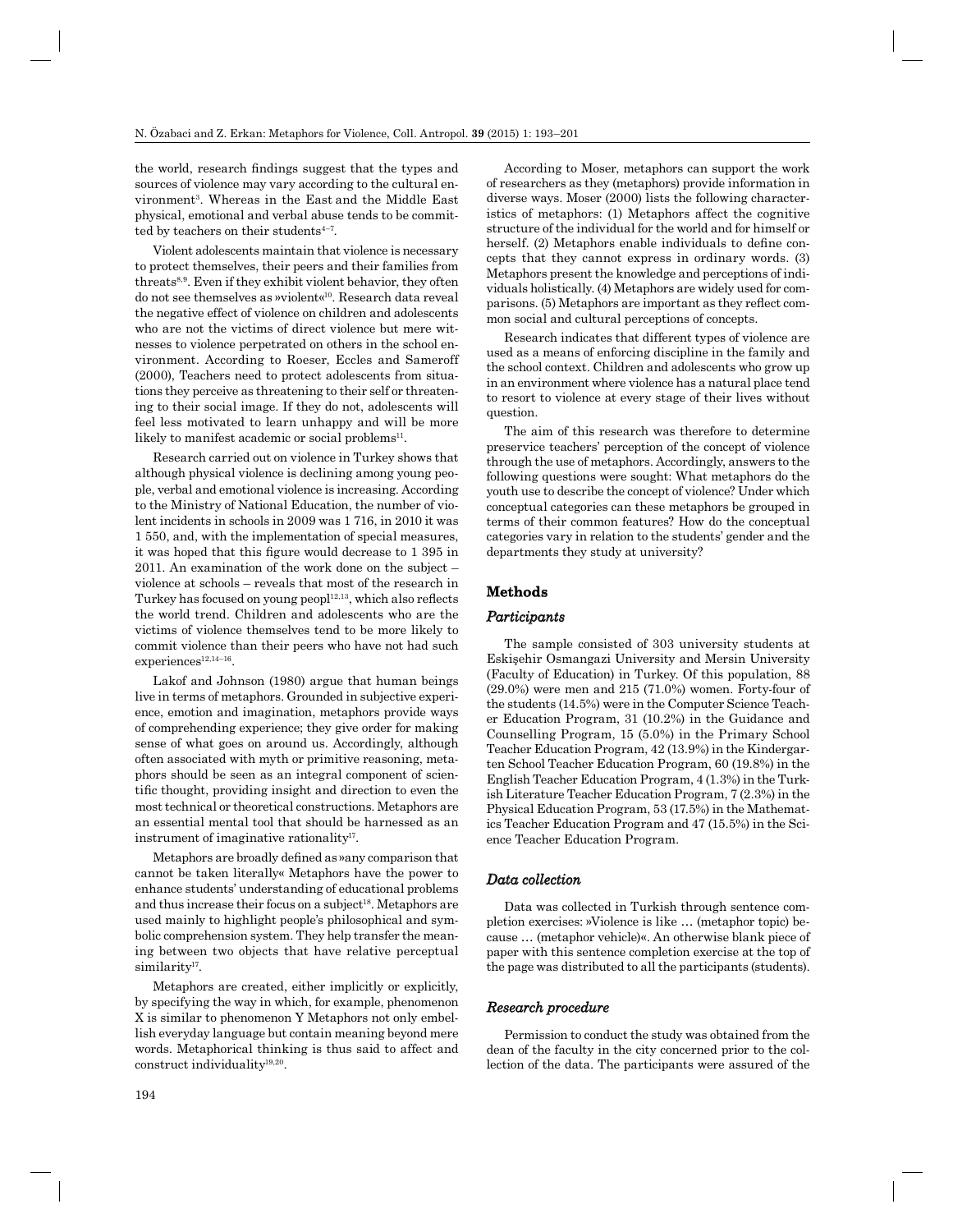the world, research findings suggest that the types and sources of violence may vary according to the cultural environment[3]. Whereas in the East and the Middle East physical, emotional and verbal abuse tends to be committed by teachers on their students[4–7].

Violent adolescents maintain that violence is necessary to protect themselves, their peers and their families from threats[8,9]. Even if they exhibit violent behavior, they often do not see themselves as »violent«[10]. Research data reveal the negative effect of violence on children and adolescents who are not the victims of direct violence but mere witnesses to violence perpetrated on others in the school environment. According to Roeser, Eccles and Sameroff (2000), Teachers need to protect adolescents from situations they perceive as threatening to their self or threatening to their social image. If they do not, adolescents will feel less motivated to learn unhappy and will be more likely to manifest academic or social problems[11].

Research carried out on violence in Turkey shows that although physical violence is declining among young people, verbal and emotional violence is increasing. According to the Ministry of National Education, the number of violent incidents in schools in 2009 was 1 716, in 2010 it was 1 550, and, with the implementation of special measures, it was hoped that this figure would decrease to 1 395 in 2011. An examination of the work done on the subject – violence at schools – reveals that most of the research in Turkey has focused on young peopl[12,13], which also reflects the world trend. Children and adolescents who are the victims of violence themselves tend to be more likely to commit violence than their peers who have not had such experiences[12,14–16].

Lakof and Johnson (1980) argue that human beings live in terms of metaphors. Grounded in subjective experience, emotion and imagination, metaphors provide ways of comprehending experience; they give order for making sense of what goes on around us. Accordingly, although often associated with myth or primitive reasoning, metaphors should be seen as an integral component of scientific thought, providing insight and direction to even the most technical or theoretical constructions. Metaphors are an essential mental tool that should be harnessed as an instrument of imaginative rationality[17].

Metaphors are broadly defined as »any comparison that cannot be taken literally« Metaphors have the power to enhance students' understanding of educational problems and thus increase their focus on a subject[18]. Metaphors are used mainly to highlight people's philosophical and symbolic comprehension system. They help transfer the meaning between two objects that have relative perceptual similarity[17].

Metaphors are created, either implicitly or explicitly, by specifying the way in which, for example, phenomenon X is similar to phenomenon Y Metaphors not only embellish everyday language but contain meaning beyond mere words. Metaphorical thinking is thus said to affect and construct individuality[19,20].

According to Moser, metaphors can support the work of researchers as they (metaphors) provide information in diverse ways. Moser (2000) lists the following characteristics of metaphors: (1) Metaphors affect the cognitive structure of the individual for the world and for himself or herself. (2) Metaphors enable individuals to define concepts that they cannot express in ordinary words. (3) Metaphors present the knowledge and perceptions of individuals holistically. (4) Metaphors are widely used for comparisons. (5) Metaphors are important as they reflect common social and cultural perceptions of concepts.

Research indicates that different types of violence are used as a means of enforcing discipline in the family and the school context. Children and adolescents who grow up in an environment where violence has a natural place tend to resort to violence at every stage of their lives without question.

The aim of this research was therefore to determine preservice teachers' perception of the concept of violence through the use of metaphors. Accordingly, answers to the following questions were sought: What metaphors do the youth use to describe the concept of violence? Under which conceptual categories can these metaphors be grouped in terms of their common features? How do the conceptual categories vary in relation to the students' gender and the departments they study at university?

## Methods

### *Participants*

The sample consisted of 303 university students at Eskişehir Osmangazi University and Mersin University (Faculty of Education) in Turkey. Of this population, 88 (29.0%) were men and 215 (71.0%) women. Forty-four of the students (14.5%) were in the Computer Science Teacher Education Program, 31 (10.2%) in the Guidance and Counselling Program, 15 (5.0%) in the Primary School Teacher Education Program, 42 (13.9%) in the Kindergarten School Teacher Education Program, 60 (19.8%) in the English Teacher Education Program, 4 (1.3%) in the Turkish Literature Teacher Education Program, 7 (2.3%) in the Physical Education Program, 53 (17.5%) in the Mathematics Teacher Education Program and 47 (15.5%) in the Science Teacher Education Program.

### *Data collection*

Data was collected in Turkish through sentence completion exercises: »Violence is like … (metaphor topic) because … (metaphor vehicle)«. An otherwise blank piece of paper with this sentence completion exercise at the top of the page was distributed to all the participants (students).

### *Research procedure*

Permission to conduct the study was obtained from the dean of the faculty in the city concerned prior to the collection of the data. The participants were assured of the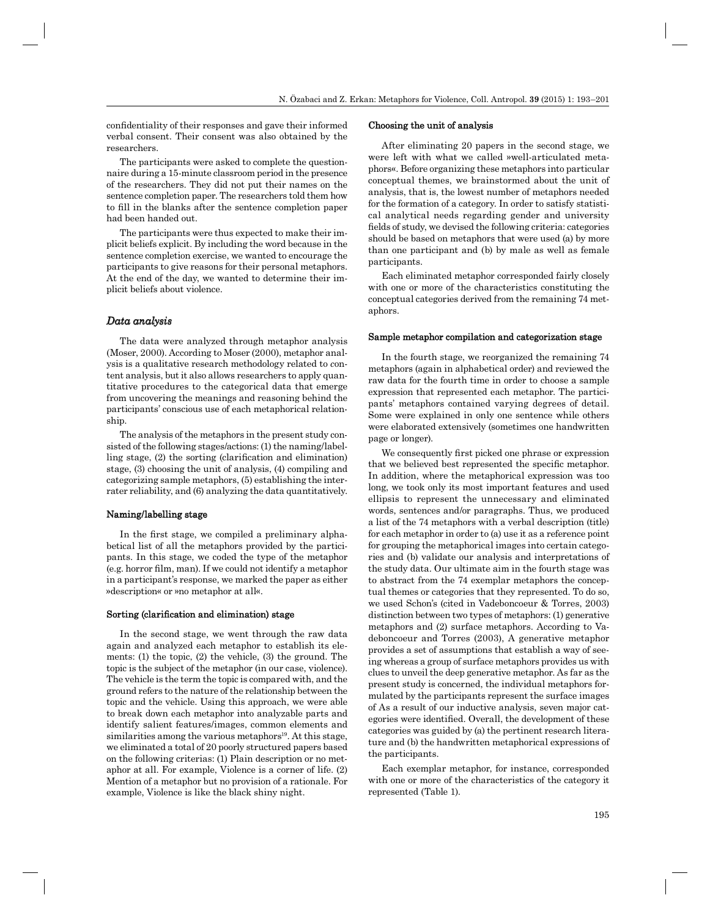confidentiality of their responses and gave their informed verbal consent. Their consent was also obtained by the researchers.

The participants were asked to complete the questionnaire during a 15-minute classroom period in the presence of the researchers. They did not put their names on the sentence completion paper. The researchers told them how to fill in the blanks after the sentence completion paper had been handed out.

The participants were thus expected to make their implicit beliefs explicit. By including the word because in the sentence completion exercise, we wanted to encourage the participants to give reasons for their personal metaphors. At the end of the day, we wanted to determine their implicit beliefs about violence.

## *Data analysis*

The data were analyzed through metaphor analysis (Moser, 2000). According to Moser (2000), metaphor analysis is a qualitative research methodology related to content analysis, but it also allows researchers to apply quantitative procedures to the categorical data that emerge from uncovering the meanings and reasoning behind the participants' conscious use of each metaphorical relationship.

The analysis of the metaphors in the present study consisted of the following stages/actions: (1) the naming/labelling stage, (2) the sorting (clarification and elimination) stage, (3) choosing the unit of analysis, (4) compiling and categorizing sample metaphors, (5) establishing the inter-rater reliability, and (6) analyzing the data quantitatively.

### Naming/labelling stage

In the first stage, we compiled a preliminary alphabetical list of all the metaphors provided by the participants. In this stage, we coded the type of the metaphor (e.g. horror film, man). If we could not identify a metaphor in a participant's response, we marked the paper as either »description« or »no metaphor at all«.

### Sorting (clarification and elimination) stage

In the second stage, we went through the raw data again and analyzed each metaphor to establish its elements: (1) the topic, (2) the vehicle, (3) the ground. The topic is the subject of the metaphor (in our case, violence). The vehicle is the term the topic is compared with, and the ground refers to the nature of the relationship between the topic and the vehicle. Using this approach, we were able to break down each metaphor into analyzable parts and identify salient features/images, common elements and similarities among the various metaphors[19]. At this stage, we eliminated a total of 20 poorly structured papers based on the following criterias: (1) Plain description or no metaphor at all. For example, Violence is a corner of life. (2) Mention of a metaphor but no provision of a rationale. For example, Violence is like the black shiny night.

### Choosing the unit of analysis

After eliminating 20 papers in the second stage, we were left with what we called »well-articulated metaphors«. Before organizing these metaphors into particular conceptual themes, we brainstormed about the unit of analysis, that is, the lowest number of metaphors needed for the formation of a category. In order to satisfy statistical analytical needs regarding gender and university fields of study, we devised the following criteria: categories should be based on metaphors that were used (a) by more than one participant and (b) by male as well as female participants.

Each eliminated metaphor corresponded fairly closely with one or more of the characteristics constituting the conceptual categories derived from the remaining 74 metaphors.

### Sample metaphor compilation and categorization stage

In the fourth stage, we reorganized the remaining 74 metaphors (again in alphabetical order) and reviewed the raw data for the fourth time in order to choose a sample expression that represented each metaphor. The participants' metaphors contained varying degrees of detail. Some were explained in only one sentence while others were elaborated extensively (sometimes one handwritten page or longer).

We consequently first picked one phrase or expression that we believed best represented the specific metaphor. In addition, where the metaphorical expression was too long, we took only its most important features and used ellipsis to represent the unnecessary and eliminated words, sentences and/or paragraphs. Thus, we produced a list of the 74 metaphors with a verbal description (title) for each metaphor in order to (a) use it as a reference point for grouping the metaphorical images into certain categories and (b) validate our analysis and interpretations of the study data. Our ultimate aim in the fourth stage was to abstract from the 74 exemplar metaphors the conceptual themes or categories that they represented. To do so, we used Schon's (cited in Vadeboncoeur & Torres, 2003) distinction between two types of metaphors: (1) generative metaphors and (2) surface metaphors. According to Vadeboncoeur and Torres (2003), A generative metaphor provides a set of assumptions that establish a way of seeing whereas a group of surface metaphors provides us with clues to unveil the deep generative metaphor. As far as the present study is concerned, the individual metaphors formulated by the participants represent the surface images of As a result of our inductive analysis, seven major categories were identified. Overall, the development of these categories was guided by (a) the pertinent research literature and (b) the handwritten metaphorical expressions of the participants.

Each exemplar metaphor, for instance, corresponded with one or more of the characteristics of the category it represented (Table 1).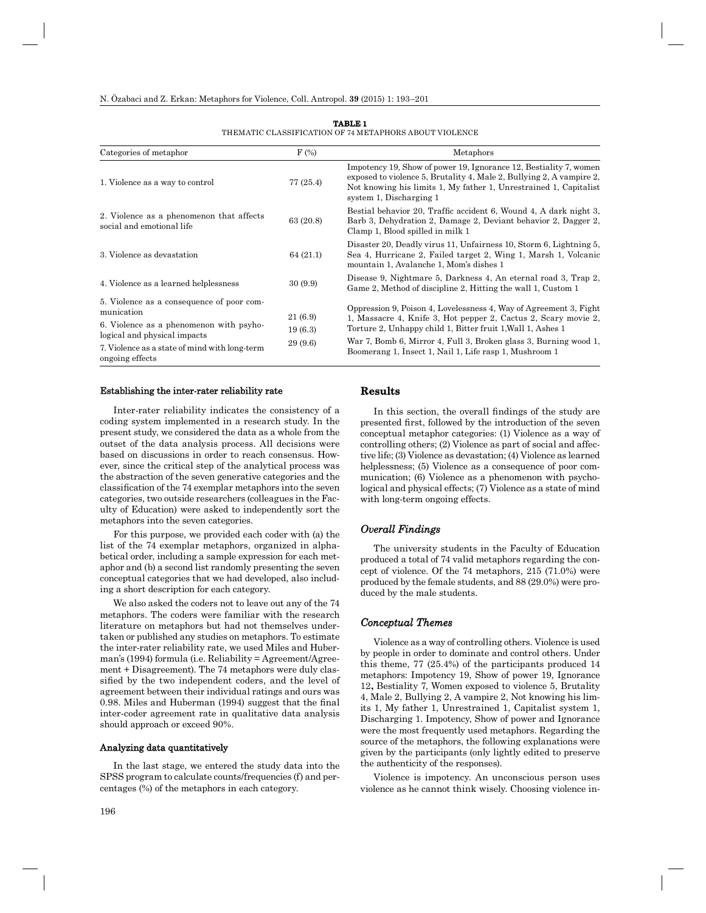**TABLE 1**
THEMATIC CLASSIFICATION OF 74 METAPHORS ABOUT VIOLENCE

| Categories of metaphor | F (%) | Metaphors |
|---|---|---|
| 1. Violence as a way to control | 77 (25.4) | Impotency 19, Show of power 19, Ignorance 12, Bestiality 7, women exposed to violence 5, Brutality 4, Male 2, Bullying 2, A vampire 2, Not knowing his limits 1, My father 1, Unrestrained 1, Capitalist system 1, Discharging 1 |
| 2. Violence as a phenomenon that affects social and emotional life | 63 (20.8) | Bestial behavior 20, Traffic accident 6, Wound 4, A dark night 3, Barb 3, Dehydration 2, Damage 2, Deviant behavior 2, Dagger 2, Clamp 1, Blood spilled in milk 1 |
| 3. Violence as devastation | 64 (21.1) | Disaster 20, Deadly virus 11, Unfairness 10, Storm 6, Lightning 5, Sea 4, Hurricane 2, Failed target 2, Wing 1, Marsh 1, Volcanic mountain 1, Avalanche 1, Mom's dishes 1 |
| 4. Violence as a learned helplessness | 30 (9.9) | Disease 9, Nightmare 5, Darkness 4, An eternal road 3, Trap 2, Game 2, Method of discipline 2, Hitting the wall 1, Custom 1 |
| 5. Violence as a consequence of poor communication | 21 (6.9) | Oppression 9, Poison 4, Lovelessness 4, Way of Agreement 3, Fight 1, Massacre 4, Knife 3, Hot pepper 2, Cactus 2, Scary movie 2, Torture 2, Unhappy child 1, Bitter fruit 1,Wall 1, Ashes 1 |
| 6. Violence as a phenomenon with psyhological and physical impacts | 19 (6.3) | |
| 7. Violence as a state of mind with long-term ongoing effects | 29 (9.6) | War 7, Bomb 6, Mirror 4, Full 3, Broken glass 3, Burning wood 1, Boomerang 1, Insect 1, Nail 1, Life rasp 1, Mushroom 1 |

### Establishing the inter-rater reliability rate

Inter-rater reliability indicates the consistency of a coding system implemented in a research study. In the present study, we considered the data as a whole from the outset of the data analysis process. All decisions were based on discussions in order to reach consensus. However, since the critical step of the analytical process was the abstraction of the seven generative categories and the classification of the 74 exemplar metaphors into the seven categories, two outside researchers (colleagues in the Faculty of Education) were asked to independently sort the metaphors into the seven categories.

For this purpose, we provided each coder with (a) the list of the 74 exemplar metaphors, organized in alphabetical order, including a sample expression for each metaphor and (b) a second list randomly presenting the seven conceptual categories that we had developed, also including a short description for each category.

We also asked the coders not to leave out any of the 74 metaphors. The coders were familiar with the research literature on metaphors but had not themselves undertaken or published any studies on metaphors. To estimate the inter-rater reliability rate, we used Miles and Huberman's (1994) formula (i.e. Reliability = Agreement/Agreement + Disagreement). The 74 metaphors were duly classified by the two independent coders, and the level of agreement between their individual ratings and ours was 0.98. Miles and Huberman (1994) suggest that the final inter-coder agreement rate in qualitative data analysis should approach or exceed 90%.

### Analyzing data quantitatively

In the last stage, we entered the study data into the SPSS program to calculate counts/frequencies (f) and percentages (%) of the metaphors in each category.

## Results

In this section, the overall findings of the study are presented first, followed by the introduction of the seven conceptual metaphor categories: (1) Violence as a way of controlling others; (2) Violence as part of social and affective life; (3) Violence as devastation; (4) Violence as learned helplessness; (5) Violence as a consequence of poor communication; (6) Violence as a phenomenon with psychological and physical effects; (7) Violence as a state of mind with long-term ongoing effects.

### *Overall Findings*

The university students in the Faculty of Education produced a total of 74 valid metaphors regarding the concept of violence. Of the 74 metaphors, 215 (71.0%) were produced by the female students, and 88 (29.0%) were produced by the male students.

### *Conceptual Themes*

Violence as a way of controlling others. Violence is used by people in order to dominate and control others. Under this theme, 77 (25.4%) of the participants produced 14 metaphors: Impotency 19, Show of power 19, Ignorance 12**,** Bestiality 7, Women exposed to violence 5, Brutality 4, Male 2, Bullying 2, A vampire 2, Not knowing his limits 1, My father 1, Unrestrained 1, Capitalist system 1, Discharging 1. Impotency, Show of power and Ignorance were the most frequently used metaphors. Regarding the source of the metaphors, the following explanations were given by the participants (only lightly edited to preserve the authenticity of the responses).

Violence is impotency. An unconscious person uses violence as he cannot think wisely. Choosing violence in-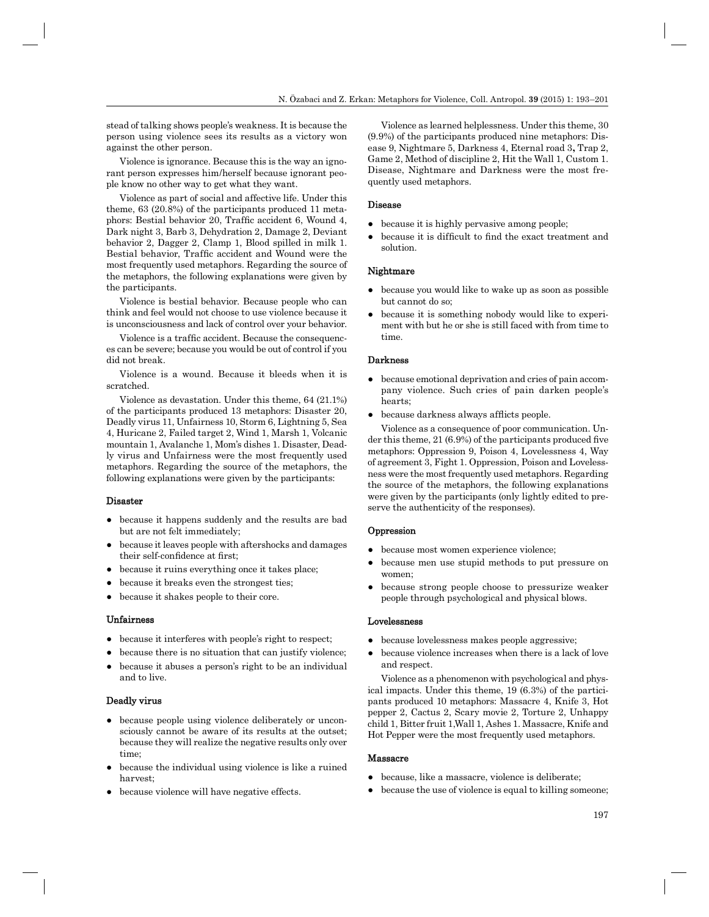stead of talking shows people's weakness. It is because the person using violence sees its results as a victory won against the other person.

Violence is ignorance. Because this is the way an ignorant person expresses him/herself because ignorant people know no other way to get what they want.

Violence as part of social and affective life. Under this theme, 63 (20.8%) of the participants produced 11 metaphors: Bestial behavior 20, Traffic accident 6, Wound 4, Dark night 3, Barb 3, Dehydration 2, Damage 2, Deviant behavior 2, Dagger 2, Clamp 1, Blood spilled in milk 1. Bestial behavior, Traffic accident and Wound were the most frequently used metaphors. Regarding the source of the metaphors, the following explanations were given by the participants.

Violence is bestial behavior. Because people who can think and feel would not choose to use violence because it is unconsciousness and lack of control over your behavior.

Violence is a traffic accident. Because the consequences can be severe; because you would be out of control if you did not break.

Violence is a wound. Because it bleeds when it is scratched.

Violence as devastation. Under this theme, 64 (21.1%) of the participants produced 13 metaphors: Disaster 20, Deadly virus 11, Unfairness 10, Storm 6, Lightning 5, Sea 4, Huricane 2, Failed target 2, Wind 1, Marsh 1, Volcanic mountain 1, Avalanche 1, Mom's dishes 1. Disaster, Deadly virus and Unfairness were the most frequently used metaphors. Regarding the source of the metaphors, the following explanations were given by the participants:

#### Disaster

- because it happens suddenly and the results are bad but are not felt immediately;
- because it leaves people with aftershocks and damages their self-confidence at first;
- because it ruins everything once it takes place;
- because it breaks even the strongest ties;
- because it shakes people to their core.

#### Unfairness

- because it interferes with people's right to respect;
- because there is no situation that can justify violence;
- because it abuses a person's right to be an individual and to live.

#### Deadly virus

- because people using violence deliberately or unconsciously cannot be aware of its results at the outset; because they will realize the negative results only over time;
- because the individual using violence is like a ruined harvest;
- because violence will have negative effects.

Violence as learned helplessness. Under this theme, 30 (9.9%) of the participants produced nine metaphors: Disease 9, Nightmare 5, Darkness 4, Eternal road 3, Trap 2, Game 2, Method of discipline 2, Hit the Wall 1, Custom 1. Disease, Nightmare and Darkness were the most frequently used metaphors.

#### Disease

- because it is highly pervasive among people;
- because it is difficult to find the exact treatment and solution.

#### Nightmare

- because you would like to wake up as soon as possible but cannot do so;
- because it is something nobody would like to experiment with but he or she is still faced with from time to time.

#### Darkness

- because emotional deprivation and cries of pain accompany violence. Such cries of pain darken people's hearts;
- because darkness always afflicts people.

Violence as a consequence of poor communication. Under this theme, 21 (6.9%) of the participants produced five metaphors: Oppression 9, Poison 4, Lovelessness 4, Way of agreement 3, Fight 1. Oppression, Poison and Lovelessness were the most frequently used metaphors. Regarding the source of the metaphors, the following explanations were given by the participants (only lightly edited to preserve the authenticity of the responses).

#### Oppression

- because most women experience violence;
- because men use stupid methods to put pressure on women;
- because strong people choose to pressurize weaker people through psychological and physical blows.

#### Lovelessness

- because lovelessness makes people aggressive;
- because violence increases when there is a lack of love and respect.

Violence as a phenomenon with psychological and physical impacts. Under this theme, 19 (6.3%) of the participants produced 10 metaphors: Massacre 4, Knife 3, Hot pepper 2, Cactus 2, Scary movie 2, Torture 2, Unhappy child 1, Bitter fruit 1,Wall 1, Ashes 1. Massacre, Knife and Hot Pepper were the most frequently used metaphors.

#### Massacre

- because, like a massacre, violence is deliberate;
- because the use of violence is equal to killing someone;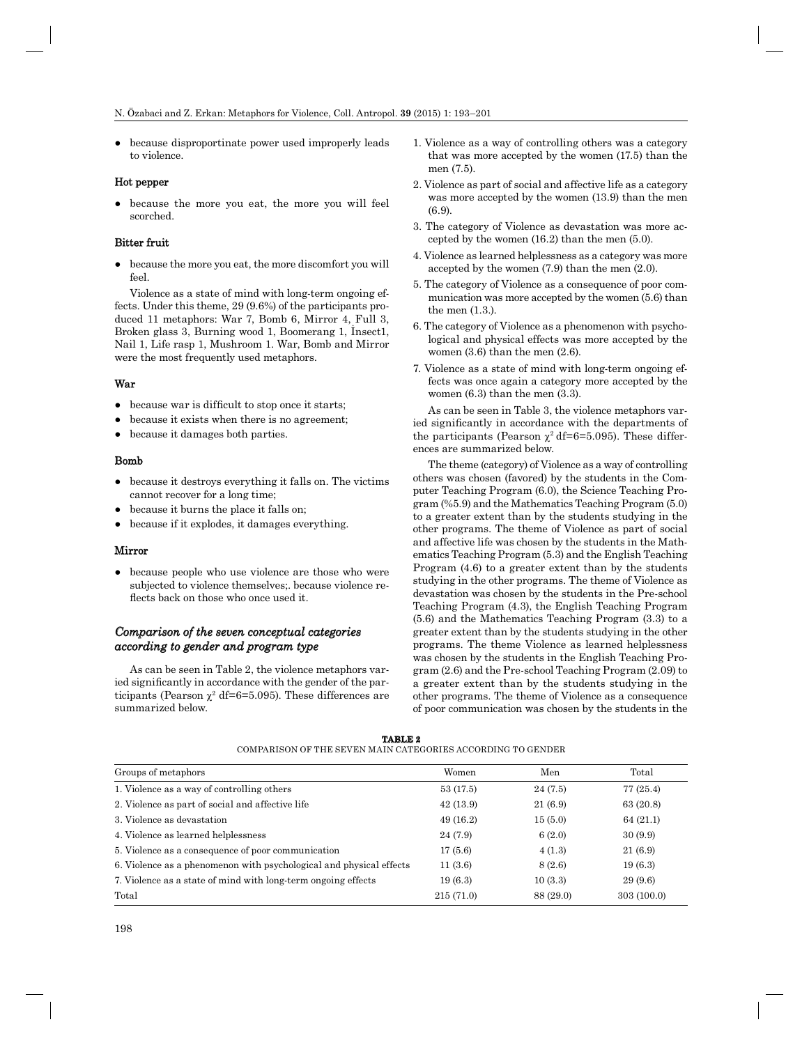- because disproportinate power used improperly leads to violence.

#### Hot pepper

- because the more you eat, the more you will feel scorched.

#### Bitter fruit

- because the more you eat, the more discomfort you will feel.

Violence as a state of mind with long-term ongoing effects. Under this theme, 29 (9.6%) of the participants produced 11 metaphors: War 7, Bomb 6, Mirror 4, Full 3, Broken glass 3, Burning wood 1, Boomerang 1, İnsect1, Nail 1, Life rasp 1, Mushroom 1. War, Bomb and Mirror were the most frequently used metaphors.

#### War

- because war is difficult to stop once it starts;
- because it exists when there is no agreement;
- because it damages both parties.

#### Bomb

- because it destroys everything it falls on. The victims cannot recover for a long time;
- because it burns the place it falls on;
- because if it explodes, it damages everything.

#### Mirror

- because people who use violence are those who were subjected to violence themselves;. because violence reflects back on those who once used it.

### *Comparison of the seven conceptual categories according to gender and program type*

As can be seen in Table 2, the violence metaphors varied significantly in accordance with the gender of the participants (Pearson $\chi^2$ df=6=5.095). These differences are summarized below.

1. Violence as a way of controlling others was a category that was more accepted by the women (17.5) than the men (7.5).
2. Violence as part of social and affective life as a category was more accepted by the women (13.9) than the men (6.9).
3. The category of Violence as devastation was more accepted by the women (16.2) than the men (5.0).
4. Violence as learned helplessness as a category was more accepted by the women (7.9) than the men (2.0).
5. The category of Violence as a consequence of poor communication was more accepted by the women (5.6) than the men (1.3.).
6. The category of Violence as a phenomenon with psychological and physical effects was more accepted by the women (3.6) than the men (2.6).
7. Violence as a state of mind with long-term ongoing effects was once again a category more accepted by the women (6.3) than the men (3.3).

As can be seen in Table 3, the violence metaphors varied significantly in accordance with the departments of the participants (Pearson $\chi^2$ df=6=5.095). These differences are summarized below.

The theme (category) of Violence as a way of controlling others was chosen (favored) by the students in the Computer Teaching Program (6.0), the Science Teaching Program (%5.9) and the Mathematics Teaching Program (5.0) to a greater extent than by the students studying in the other programs. The theme of Violence as part of social and affective life was chosen by the students in the Mathematics Teaching Program (5.3) and the English Teaching Program (4.6) to a greater extent than by the students studying in the other programs. The theme of Violence as devastation was chosen by the students in the Pre-school Teaching Program (4.3), the English Teaching Program (5.6) and the Mathematics Teaching Program (3.3) to a greater extent than by the students studying in the other programs. The theme Violence as learned helplessness was chosen by the students in the English Teaching Program (2.6) and the Pre-school Teaching Program (2.09) to a greater extent than by the students studying in the other programs. The theme of Violence as a consequence of poor communication was chosen by the students in the

**TABLE 2**
COMPARISON OF THE SEVEN MAIN CATEGORIES ACCORDING TO GENDER

| Groups of metaphors | Women | Men | Total |
|---|---|---|---|
| 1. Violence as a way of controlling others | 53 (17.5) | 24 (7.5) | 77 (25.4) |
| 2. Violence as part of social and affective life | 42 (13.9) | 21 (6.9) | 63 (20.8) |
| 3. Violence as devastation | 49 (16.2) | 15 (5.0) | 64 (21.1) |
| 4. Violence as learned helplessness | 24 (7.9) | 6 (2.0) | 30 (9.9) |
| 5. Violence as a consequence of poor communication | 17 (5.6) | 4 (1.3) | 21 (6.9) |
| 6. Violence as a phenomenon with psychological and physical effects | 11 (3.6) | 8 (2.6) | 19 (6.3) |
| 7. Violence as a state of mind with long-term ongoing effects | 19 (6.3) | 10 (3.3) | 29 (9.6) |
| Total | 215 (71.0) | 88 (29.0) | 303 (100.0) |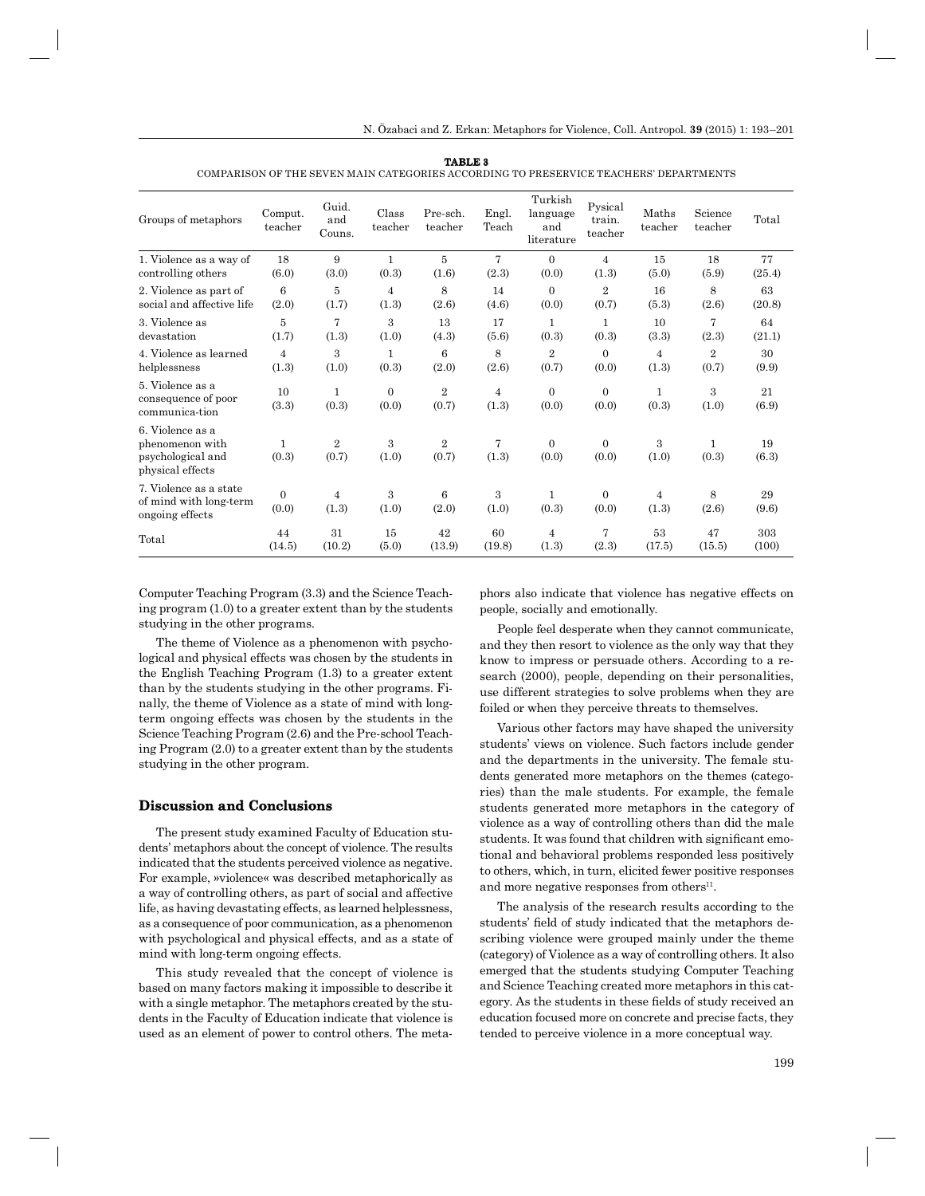**TABLE 3**

COMPARISON OF THE SEVEN MAIN CATEGORIES ACCORDING TO PRESERVICE TEACHERS' DEPARTMENTS

| Groups of metaphors | Comput. teacher | Guid. and Couns. | Class teacher | Pre-sch. teacher | Engl. Teach | Turkish language and literature | Pysical train. teacher | Maths teacher | Science teacher | Total |
|---|---|---|---|---|---|---|---|---|---|---|
| 1. Violence as a way of controlling others | 18 (6.0) | 9 (3.0) | 1 (0.3) | 5 (1.6) | 7 (2.3) | 0 (0.0) | 4 (1.3) | 15 (5.0) | 18 (5.9) | 77 (25.4) |
| 2. Violence as part of social and affective life | 6 (2.0) | 5 (1.7) | 4 (1.3) | 8 (2.6) | 14 (4.6) | 0 (0.0) | 2 (0.7) | 16 (5.3) | 8 (2.6) | 63 (20.8) |
| 3. Violence as devastation | 5 (1.7) | 7 (1.3) | 3 (1.0) | 13 (4.3) | 17 (5.6) | 1 (0.3) | 1 (0.3) | 10 (3.3) | 7 (2.3) | 64 (21.1) |
| 4. Violence as learned helplessness | 4 (1.3) | 3 (1.0) | 1 (0.3) | 6 (2.0) | 8 (2.6) | 2 (0.7) | 0 (0.0) | 4 (1.3) | 2 (0.7) | 30 (9.9) |
| 5. Violence as a consequence of poor communica-tion | 10 (3.3) | 1 (0.3) | 0 (0.0) | 2 (0.7) | 4 (1.3) | 0 (0.0) | 0 (0.0) | 1 (0.3) | 3 (1.0) | 21 (6.9) |
| 6. Violence as a phenomenon with psychological and physical effects | 1 (0.3) | 2 (0.7) | 3 (1.0) | 2 (0.7) | 7 (1.3) | 0 (0.0) | 0 (0.0) | 3 (1.0) | 1 (0.3) | 19 (6.3) |
| 7. Violence as a state of mind with long-term ongoing effects | 0 (0.0) | 4 (1.3) | 3 (1.0) | 6 (2.0) | 3 (1.0) | 1 (0.3) | 0 (0.0) | 4 (1.3) | 8 (2.6) | 29 (9.6) |
| Total | 44 (14.5) | 31 (10.2) | 15 (5.0) | 42 (13.9) | 60 (19.8) | 4 (1.3) | 7 (2.3) | 53 (17.5) | 47 (15.5) | 303 (100) |

Computer Teaching Program (3.3) and the Science Teaching program (1.0) to a greater extent than by the students studying in the other programs.

The theme of Violence as a phenomenon with psychological and physical effects was chosen by the students in the English Teaching Program (1.3) to a greater extent than by the students studying in the other programs. Finally, the theme of Violence as a state of mind with long-term ongoing effects was chosen by the students in the Science Teaching Program (2.6) and the Pre-school Teaching Program (2.0) to a greater extent than by the students studying in the other program.

## Discussion and Conclusions

The present study examined Faculty of Education students' metaphors about the concept of violence. The results indicated that the students perceived violence as negative. For example, »violence« was described metaphorically as a way of controlling others, as part of social and affective life, as having devastating effects, as learned helplessness, as a consequence of poor communication, as a phenomenon with psychological and physical effects, and as a state of mind with long-term ongoing effects.

This study revealed that the concept of violence is based on many factors making it impossible to describe it with a single metaphor. The metaphors created by the students in the Faculty of Education indicate that violence is used as an element of power to control others. The metaphors also indicate that violence has negative effects on people, socially and emotionally.

People feel desperate when they cannot communicate, and they then resort to violence as the only way that they know to impress or persuade others. According to a research (2000), people, depending on their personalities, use different strategies to solve problems when they are foiled or when they perceive threats to themselves.

Various other factors may have shaped the university students' views on violence. Such factors include gender and the departments in the university. The female students generated more metaphors on the themes (categories) than the male students. For example, the female students generated more metaphors in the category of violence as a way of controlling others than did the male students. It was found that children with significant emotional and behavioral problems responded less positively to others, which, in turn, elicited fewer positive responses and more negative responses from others[11].

The analysis of the research results according to the students' field of study indicated that the metaphors describing violence were grouped mainly under the theme (category) of Violence as a way of controlling others. It also emerged that the students studying Computer Teaching and Science Teaching created more metaphors in this category. As the students in these fields of study received an education focused more on concrete and precise facts, they tended to perceive violence in a more conceptual way.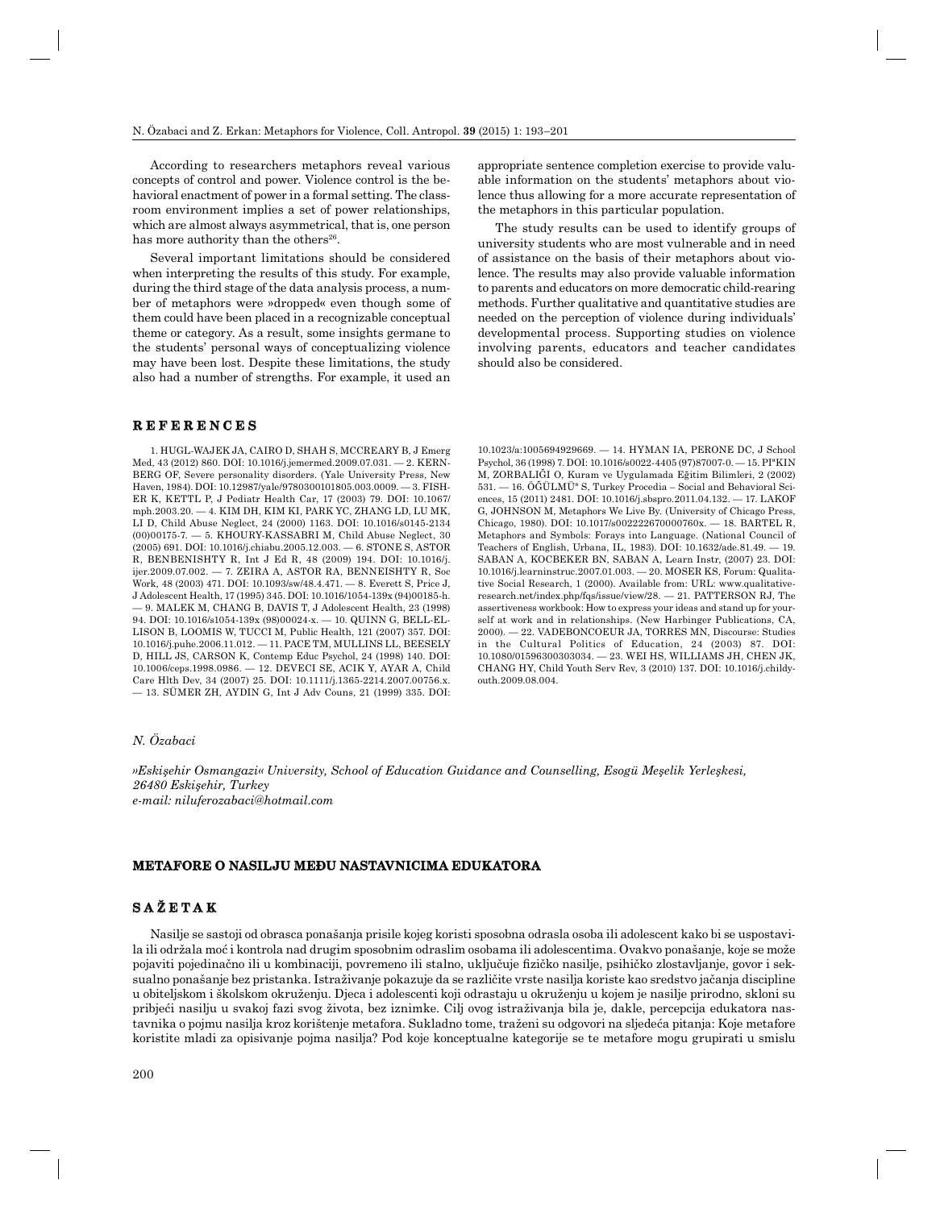According to researchers metaphors reveal various concepts of control and power. Violence control is the behavioral enactment of power in a formal setting. The classroom environment implies a set of power relationships, which are almost always asymmetrical, that is, one person has more authority than the others[26].

Several important limitations should be considered when interpreting the results of this study. For example, during the third stage of the data analysis process, a number of metaphors were »dropped« even though some of them could have been placed in a recognizable conceptual theme or category. As a result, some insights germane to the students' personal ways of conceptualizing violence may have been lost. Despite these limitations, the study also had a number of strengths. For example, it used an appropriate sentence completion exercise to provide valuable information on the students' metaphors about violence thus allowing for a more accurate representation of the metaphors in this particular population.

The study results can be used to identify groups of university students who are most vulnerable and in need of assistance on the basis of their metaphors about violence. The results may also provide valuable information to parents and educators on more democratic child-rearing methods. Further qualitative and quantitative studies are needed on the perception of violence during individuals' developmental process. Supporting studies on violence involving parents, educators and teacher candidates should also be considered.

## REFERENCES

1. HUGL-WAJEK JA, CAIRO D, SHAH S, MCCREARY B, J Emerg Med, 43 (2012) 860. DOI: 10.1016/j.jemermed.2009.07.031. — 2. KERNBERG OF, Severe personality disorders. (Yale University Press, New Haven, 1984). DOI: 10.12987/yale/9780300101805.003.0009. — 3. FISHER K, KETTL P, J Pediatr Health Car, 17 (2003) 79. DOI: 10.1067/mph.2003.20. — 4. KIM DH, KIM KI, PARK YC, ZHANG LD, LU MK, LI D, Child Abuse Neglect, 24 (2000) 1163. DOI: 10.1016/s0145-2134(00)00175-7. — 5. KHOURY-KASSABRI M, Child Abuse Neglect, 30 (2005) 691. DOI: 10.1016/j.chiabu.2005.12.003. — 6. STONE S, ASTOR R, BENBENISHTY R, Int J Ed R, 48 (2009) 194. DOI: 10.1016/j.ijer.2009.07.002. — 7. ZEIRA A, ASTOR RA, BENNEISHTY R, Soc Work, 48 (2003) 471. DOI: 10.1093/sw/48.4.471. — 8. Everett S, Price J, J Adolescent Health, 17 (1995) 345. DOI: 10.1016/1054-139x(94)00185-h. — 9. MALEK M, CHANG B, DAVIS T, J Adolescent Health, 23 (1998) 94. DOI: 10.1016/s1054-139x(98)00024-x. — 10. QUINN G, BELL-ELLISON B, LOOMIS W, TUCCI M, Public Health, 121 (2007) 357. DOI: 10.1016/j.puhe.2006.11.012. — 11. PACE TM, MULLINS LL, BEESELY D, HILL JS, CARSON K, Contemp Educ Psychol, 24 (1998) 140. DOI: 10.1006/ceps.1998.0986. — 12. DEVECI SE, ACIK Y, AYAR A, Child Care Hlth Dev, 34 (2007) 25. DOI: 10.1111/j.1365-2214.2007.00756.x. — 13. SÜMER ZH, AYDIN G, Int J Adv Couns, 21 (1999) 335. DOI: 10.1023/a:1005694929669. — 14. HYMAN IA, PERONE DC, J School Psychol, 36 (1998) 7. DOI: 10.1016/s0022-4405(97)87007-0. — 15. PI"KIN M, ZORBALIĞI O, Kuram ve Uygulamada Eğitim Bilimleri, 2 (2002) 531. — 16. ÖĞÜLMÜ" S, Turkey Procedia – Social and Behavioral Sciences, 15 (2011) 2481. DOI: 10.1016/j.sbspro.2011.04.132. — 17. LAKOF G, JOHNSON M, Metaphors We Live By. (University of Chicago Press, Chicago, 1980). DOI: 10.1017/s002222670000760x. — 18. BARTEL R, Metaphors and Symbols: Forays into Language. (National Council of Teachers of English, Urbana, IL, 1983). DOI: 10.1632/ade.81.49. — 19. SABAN A, KOCBEKER BN, SABAN A, Learn Instr, (2007) 23. DOI: 10.1016/j.learninstruc.2007.01.003. — 20. MOSER KS, Forum: Qualitative Social Research, 1 (2000). Available from: URL: www.qualitative-research.net/index.php/fqs/issue/view/28. — 21. PATTERSON RJ, The assertiveness workbook: How to express your ideas and stand up for yourself at work and in relationships. (New Harbinger Publications, CA, 2000). — 22. VADEBONCOEUR JA, TORRES MN, Discourse: Studies in the Cultural Politics of Education, 24 (2003) 87. DOI: 10.1080/01596300303034. — 23. WEI HS, WILLIAMS JH, CHEN JK, CHANG HY, Child Youth Serv Rev, 3 (2010) 137. DOI: 10.1016/j.childyouth.2009.08.004.

*N. Özabaci*

*»Eskişehir Osmangazi« University, School of Education Guidance and Counselling, Esogü Meşelik Yerleşkesi, 26480 Eskişehir, Turkey*
*e-mail: niluferozabaci@hotmail.com*

## METAFORE O NASILJU MEĐU NASTAVNICIMA EDUKATORA

## SAŽETAK

Nasilje se sastoji od obrasca ponašanja prisile kojeg koristi sposobna odrasla osoba ili adolescent kako bi se uspostavila ili održala moć i kontrola nad drugim sposobnim odraslim osobama ili adolescentima. Ovakvo ponašanje, koje se može pojaviti pojedinačno ili u kombinaciji, povremeno ili stalno, uključuje fizičko nasilje, psihičko zlostavljanje, govor i seksualno ponašanje bez pristanka. Istraživanje pokazuje da se različite vrste nasilja koriste kao sredstvo jačanja discipline u obiteljskom i školskom okruženju. Djeca i adolescenti koji odrastaju u okruženju u kojem je nasilje prirodno, skloni su pribjeći nasilju u svakoj fazi svog života, bez iznimke. Cilj ovog istraživanja bila je, dakle, percepcija edukatora nastavnika o pojmu nasilja kroz korištenje metafora. Sukladno tome, traženi su odgovori na sljedeća pitanja: Koje metafore koristite mladi za opisivanje pojma nasilja? Pod koje konceptualne kategorije se te metafore mogu grupirati u smislu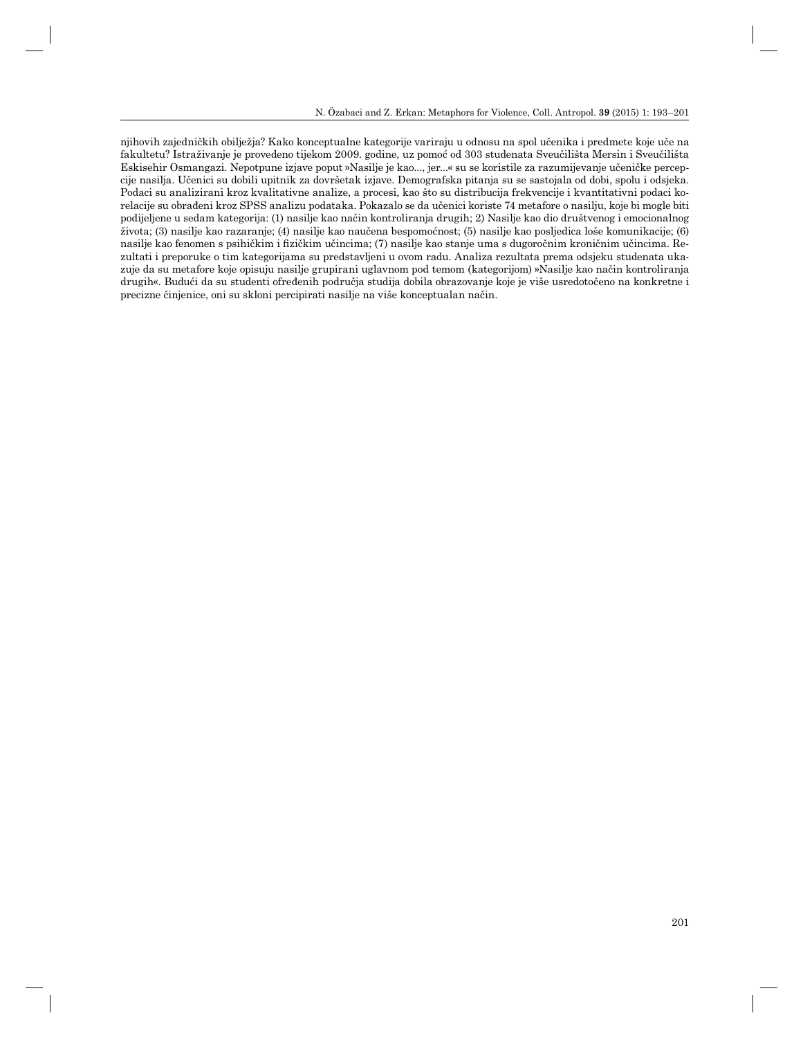njihovih zajedničkih obilježja? Kako konceptualne kategorije variraju u odnosu na spol učenika i predmete koje uče na fakultetu? Istraživanje je provedeno tijekom 2009. godine, uz pomoć od 303 studenata Sveučilišta Mersin i Sveučilišta Eskisehir Osmangazi. Nepotpune izjave poput »Nasilje je kao..., jer...« su se koristile za razumijevanje učeničke percepcije nasilja. Učenici su dobili upitnik za dovršetak izjave. Demografska pitanja su se sastojala od dobi, spolu i odsjeka. Podaci su analizirani kroz kvalitativne analize, a procesi, kao što su distribucija frekvencije i kvantitativni podaci korelacije su obrađeni kroz SPSS analizu podataka. Pokazalo se da učenici koriste 74 metafore o nasilju, koje bi mogle biti podijeljene u sedam kategorija: (1) nasilje kao način kontroliranja drugih; 2) Nasilje kao dio društvenog i emocionalnog života; (3) nasilje kao razaranje; (4) nasilje kao naučena bespomoćnost; (5) nasilje kao posljedica loše komunikacije; (6) nasilje kao fenomen s psihičkim i fizičkim učincima; (7) nasilje kao stanje uma s dugoročnim kroničnim učincima. Rezultati i preporuke o tim kategorijama su predstavljeni u ovom radu. Analiza rezultata prema odsjeku studenata ukazuje da su metafore koje opisuju nasilje grupirani uglavnom pod temom (kategorijom) »Nasilje kao način kontroliranja drugih«. Budući da su studenti određenih područja studija dobila obrazovanje koje je više usredotočeno na konkretne i precizne činjenice, oni su skloni percipirati nasilje na više konceptualan način.